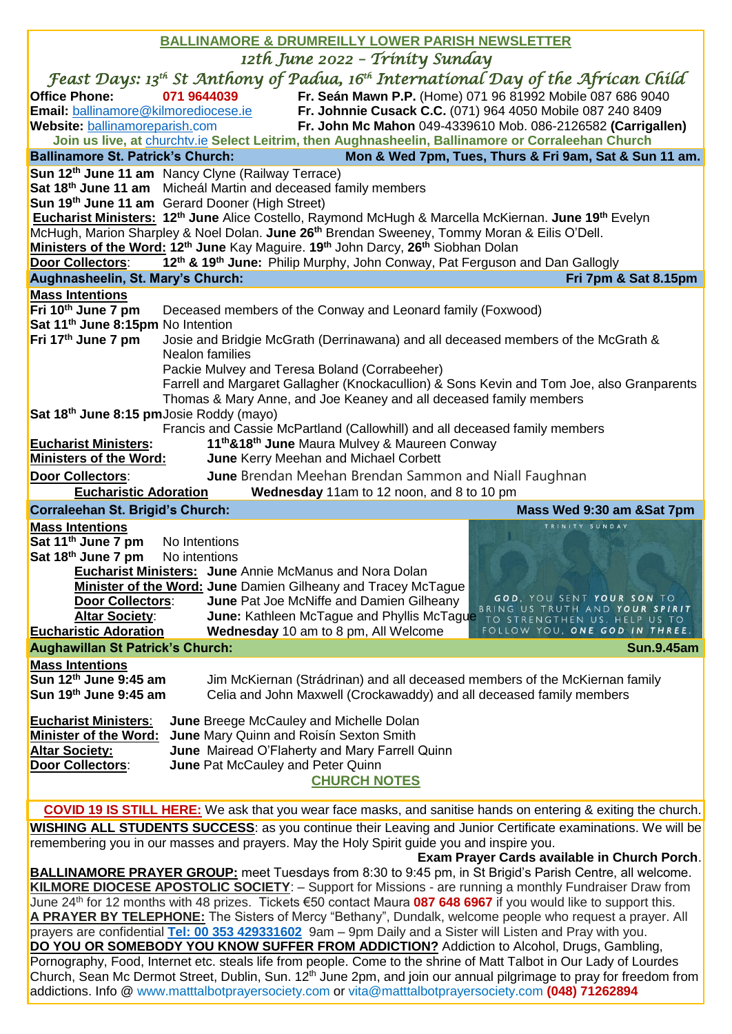# BALLINAMORE & DRUMREILLY LOWER PARISH NEWSLETTER

*12th June 2022 – Trinity Sunday*

*Feast Days: 13th St Anthony of Padua, 16th International Day of the African Child*

**Office Phone:** 071 9644039
**Email:** ballinamore@kilmorediocese.ie
**Website:** ballinamoreparish.com

**Fr. Seán Mawn P.P.** (Home) 071 96 81992 Mobile 087 686 9040
**Fr. Johnnie Cusack C.C.** (071) 964 4050 Mobile 087 240 8409
**Fr. John Mc Mahon** 049-4339610 Mob. 086-2126582 **(Carrigallen)**

**Join us live, at churchtv.ie Select Leitrim, then Aughnasheelin, Ballinamore or Corraleehan Church**

## Ballinamore St. Patrick's Church: Mon & Wed 7pm, Tues, Thurs & Fri 9am, Sat & Sun 11 am.

**Sun 12th June 11 am** Nancy Clyne (Railway Terrace)
**Sat 18th June 11 am** Micheál Martin and deceased family members
**Sun 19th June 11 am** Gerard Dooner (High Street)

**Eucharist Ministers: 12th June** Alice Costello, Raymond McHugh & Marcella McKiernan. **June 19th** Evelyn McHugh, Marion Sharpley & Noel Dolan. **June 26th** Brendan Sweeney, Tommy Moran & Eilis O'Dell.
**Ministers of the Word: 12th June** Kay Maguire. **19th** John Darcy, **26th** Siobhan Dolan
**Door Collectors**: **12th & 19th June:** Philip Murphy, John Conway, Pat Ferguson and Dan Gallogly

## Aughnasheelin, St. Mary's Church: Fri 7pm & Sat 8.15pm

**Mass Intentions**
**Fri 10th June 7 pm** Deceased members of the Conway and Leonard family (Foxwood)
**Sat 11th June 8:15pm** No Intention
**Fri 17th June 7 pm** Josie and Bridgie McGrath (Derrinawana) and all deceased members of the McGrath & Nealon families
Packie Mulvey and Teresa Boland (Corrabeeher)
Farrell and Margaret Gallagher (Knockacullion) & Sons Kevin and Tom Joe, also Granparents Thomas & Mary Anne, and Joe Keaney and all deceased family members
**Sat 18th June 8:15 pm** Josie Roddy (mayo)
Francis and Cassie McPartland (Callowhill) and all deceased family members

**Eucharist Ministers:** **11th&18th June** Maura Mulvey & Maureen Conway
**Ministers of the Word:** **June** Kerry Meehan and Michael Corbett
**Door Collectors**: **June** Brendan Meehan Brendan Sammon and Niall Faughnan
**Eucharistic Adoration** **Wednesday** 11am to 12 noon, and 8 to 10 pm

## Corraleehan St. Brigid's Church: Mass Wed 9:30 am &Sat 7pm

**Mass Intentions**
**Sat 11th June 7 pm** No Intentions
**Sat 18th June 7 pm** No intentions
**Eucharist Ministers:** **June** Annie McManus and Nora Dolan
**Minister of the Word:** **June** Damien Gilheany and Tracey McTague
**Door Collectors**: **June** Pat Joe McNiffe and Damien Gilheany
**Altar Society**: **June:** Kathleen McTague and Phyllis McTague
**Eucharistic Adoration** **Wednesday** 10 am to 8 pm, All Welcome

TRINITY SUNDAY
GOD, YOU SENT YOUR SON TO BRING US TRUTH AND YOUR SPIRIT TO STRENGTHEN US. HELP US TO FOLLOW YOU, ONE GOD IN THREE.

## Aughawillan St Patrick's Church: Sun.9.45am

**Mass Intentions**
**Sun 12th June 9:45 am** Jim McKiernan (Strádrinan) and all deceased members of the McKiernan family
**Sun 19th June 9:45 am** Celia and John Maxwell (Crockawaddy) and all deceased family members

**Eucharist Ministers**: **June** Breege McCauley and Michelle Dolan
**Minister of the Word:** **June** Mary Quinn and Roisín Sexton Smith
**Altar Society:** **June** Mairead O'Flaherty and Mary Farrell Quinn
**Door Collectors**: **June** Pat McCauley and Peter Quinn

## CHURCH NOTES

**COVID 19 IS STILL HERE:** We ask that you wear face masks, and sanitise hands on entering & exiting the church.

**WISHING ALL STUDENTS SUCCESS**: as you continue their Leaving and Junior Certificate examinations. We will be remembering you in our masses and prayers. May the Holy Spirit guide you and inspire you.
**Exam Prayer Cards available in Church Porch**.

**BALLINAMORE PRAYER GROUP:** meet Tuesdays from 8:30 to 9:45 pm, in St Brigid's Parish Centre, all welcome.

**KILMORE DIOCESE APOSTOLIC SOCIETY**: – Support for Missions - are running a monthly Fundraiser Draw from June 24th for 12 months with 48 prizes. Tickets €50 contact Maura 087 648 6967 if you would like to support this.

**A PRAYER BY TELEPHONE:** The Sisters of Mercy "Bethany", Dundalk, welcome people who request a prayer. All prayers are confidential **Tel: 00 353 429331602** 9am – 9pm Daily and a Sister will Listen and Pray with you.

**DO YOU OR SOMEBODY YOU KNOW SUFFER FROM ADDICTION?** Addiction to Alcohol, Drugs, Gambling, Pornography, Food, Internet etc. steals life from people. Come to the shrine of Matt Talbot in Our Lady of Lourdes Church, Sean Mc Dermot Street, Dublin, Sun. 12th June 2pm, and join our annual pilgrimage to pray for freedom from addictions. Info @ www.matttalbotprayersociety.com or vita@matttalbotprayersociety.com **(048) 71262894**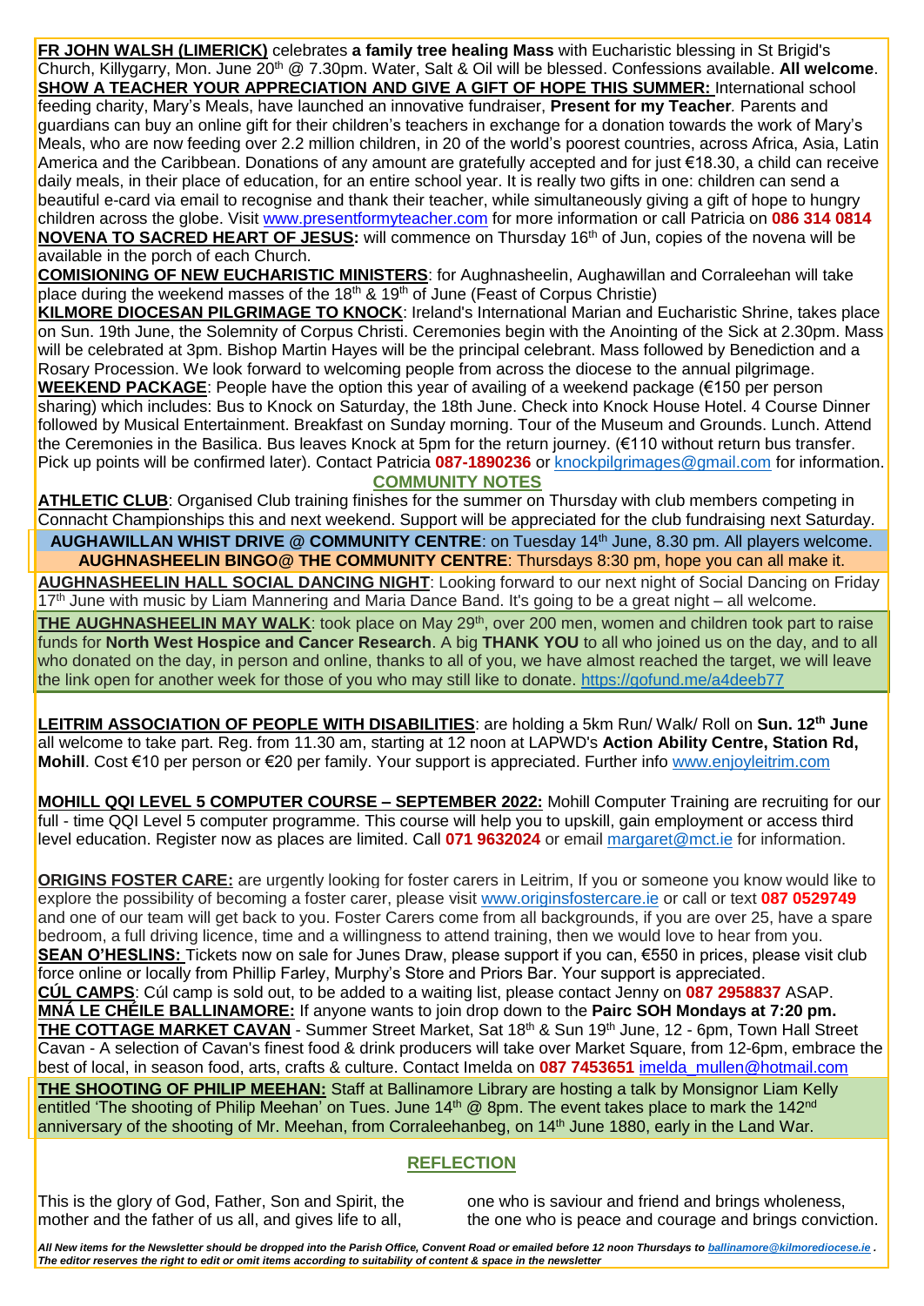**FR JOHN WALSH (LIMERICK)** celebrates **a family tree healing Mass** with Eucharistic blessing in St Brigid's Church, Killygarry, Mon. June 20th @ 7.30pm. Water, Salt & Oil will be blessed. Confessions available. **All welcome**.

**SHOW A TEACHER YOUR APPRECIATION AND GIVE A GIFT OF HOPE THIS SUMMER:** International school feeding charity, Mary's Meals, have launched an innovative fundraiser, **Present for my Teacher**. Parents and guardians can buy an online gift for their children's teachers in exchange for a donation towards the work of Mary's Meals, who are now feeding over 2.2 million children, in 20 of the world's poorest countries, across Africa, Asia, Latin America and the Caribbean. Donations of any amount are gratefully accepted and for just €18.30, a child can receive daily meals, in their place of education, for an entire school year. It is really two gifts in one: children can send a beautiful e-card via email to recognise and thank their teacher, while simultaneously giving a gift of hope to hungry children across the globe. Visit www.presentformyteacher.com for more information or call Patricia on **086 314 0814**

**NOVENA TO SACRED HEART OF JESUS:** will commence on Thursday 16th of Jun, copies of the novena will be available in the porch of each Church.

**COMISIONING OF NEW EUCHARISTIC MINISTERS**: for Aughnasheelin, Aughawillan and Corraleehan will take place during the weekend masses of the 18th & 19th of June (Feast of Corpus Christie)

**KILMORE DIOCESAN PILGRIMAGE TO KNOCK**: Ireland's International Marian and Eucharistic Shrine, takes place on Sun. 19th June, the Solemnity of Corpus Christi. Ceremonies begin with the Anointing of the Sick at 2.30pm. Mass will be celebrated at 3pm. Bishop Martin Hayes will be the principal celebrant. Mass followed by Benediction and a Rosary Procession. We look forward to welcoming people from across the diocese to the annual pilgrimage.

**WEEKEND PACKAGE**: People have the option this year of availing of a weekend package (€150 per person sharing) which includes: Bus to Knock on Saturday, the 18th June. Check into Knock House Hotel. 4 Course Dinner followed by Musical Entertainment. Breakfast on Sunday morning. Tour of the Museum and Grounds. Lunch. Attend the Ceremonies in the Basilica. Bus leaves Knock at 5pm for the return journey. (€110 without return bus transfer. Pick up points will be confirmed later). Contact Patricia **087-1890236** or knockpilgrimages@gmail.com for information.

## COMMUNITY NOTES

**ATHLETIC CLUB**: Organised Club training finishes for the summer on Thursday with club members competing in Connacht Championships this and next weekend. Support will be appreciated for the club fundraising next Saturday.

**AUGHAWILLAN WHIST DRIVE @ COMMUNITY CENTRE**: on Tuesday 14th June, 8.30 pm. All players welcome.

**AUGHNASHEELIN BINGO@ THE COMMUNITY CENTRE**: Thursdays 8:30 pm, hope you can all make it.

**AUGHNASHEELIN HALL SOCIAL DANCING NIGHT**: Looking forward to our next night of Social Dancing on Friday 17th June with music by Liam Mannering and Maria Dance Band. It's going to be a great night – all welcome.

**THE AUGHNASHEELIN MAY WALK**: took place on May 29th, over 200 men, women and children took part to raise funds for **North West Hospice and Cancer Research**. A big **THANK YOU** to all who joined us on the day, and to all who donated on the day, in person and online, thanks to all of you, we have almost reached the target, we will leave the link open for another week for those of you who may still like to donate. https://gofund.me/a4deeb77

**LEITRIM ASSOCIATION OF PEOPLE WITH DISABILITIES**: are holding a 5km Run/ Walk/ Roll on **Sun. 12th June** all welcome to take part. Reg. from 11.30 am, starting at 12 noon at LAPWD's **Action Ability Centre, Station Rd, Mohill**. Cost €10 per person or €20 per family. Your support is appreciated. Further info www.enjoyleitrim.com

**MOHILL QQI LEVEL 5 COMPUTER COURSE – SEPTEMBER 2022:** Mohill Computer Training are recruiting for our full - time QQI Level 5 computer programme. This course will help you to upskill, gain employment or access third level education. Register now as places are limited. Call **071 9632024** or email margaret@mct.ie for information.

**ORIGINS FOSTER CARE:** are urgently looking for foster carers in Leitrim, If you or someone you know would like to explore the possibility of becoming a foster carer, please visit www.originsfostercare.ie or call or text **087 0529749** and one of our team will get back to you. Foster Carers come from all backgrounds, if you are over 25, have a spare bedroom, a full driving licence, time and a willingness to attend training, then we would love to hear from you.

**SEAN O'HESLINS:** Tickets now on sale for Junes Draw, please support if you can, €550 in prices, please visit club force online or locally from Phillip Farley, Murphy's Store and Priors Bar. Your support is appreciated.

**CÚL CAMPS**: Cúl camp is sold out, to be added to a waiting list, please contact Jenny on **087 2958837** ASAP.

**MNÁ LE CHÉILE BALLINAMORE:** If anyone wants to join drop down to the **Pairc SOH Mondays at 7:20 pm.**

**THE COTTAGE MARKET CAVAN** - Summer Street Market, Sat 18th & Sun 19th June, 12 - 6pm, Town Hall Street Cavan - A selection of Cavan's finest food & drink producers will take over Market Square, from 12-6pm, embrace the best of local, in season food, arts, crafts & culture. Contact Imelda on **087 7453651** imelda_mullen@hotmail.com

**THE SHOOTING OF PHILIP MEEHAN:** Staff at Ballinamore Library are hosting a talk by Monsignor Liam Kelly entitled 'The shooting of Philip Meehan' on Tues. June 14th @ 8pm. The event takes place to mark the 142nd anniversary of the shooting of Mr. Meehan, from Corraleehanbeg, on 14th June 1880, early in the Land War.

## REFLECTION

This is the glory of God, Father, Son and Spirit, the mother and the father of us all, and gives life to all, one who is saviour and friend and brings wholeness, the one who is peace and courage and brings conviction.

***All New items for the Newsletter should be dropped into the Parish Office, Convent Road or emailed before 12 noon Thursdays to ballinamore@kilmorediocese.ie . The editor reserves the right to edit or omit items according to suitability of content & space in the newsletter***